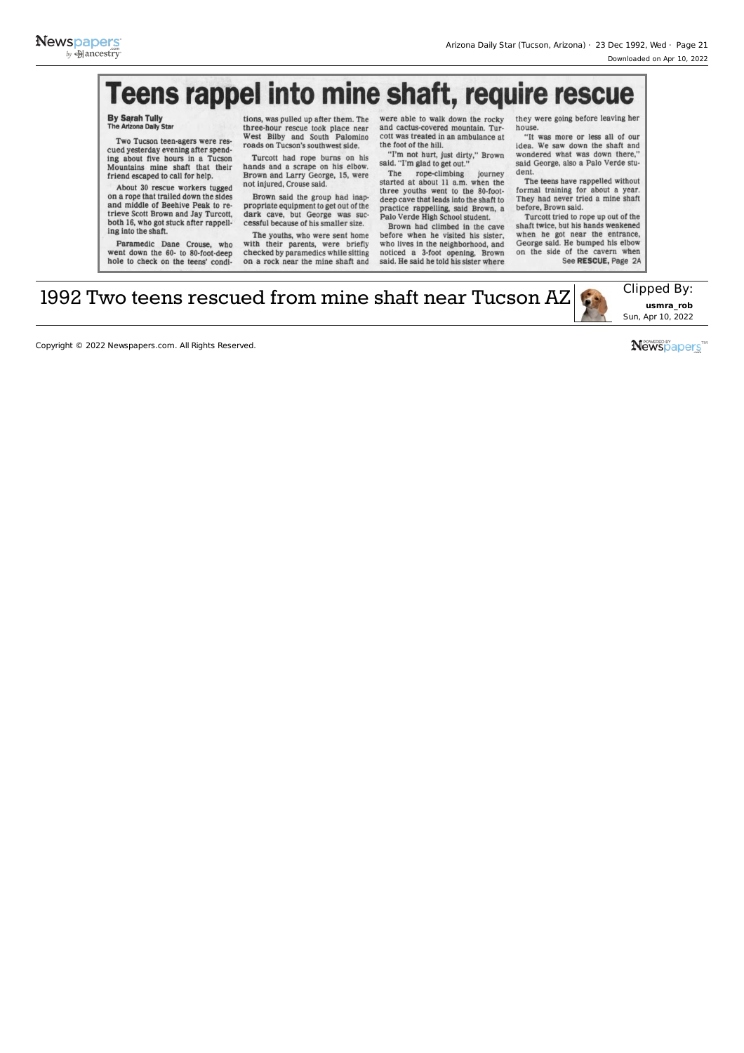# Teens rappel into mine shaft, require rescue

**By Sarah Tully**
**The Arizona Daily Star**

Two Tucson teen-agers were rescued yesterday evening after spending about five hours in a Tucson Mountains mine shaft that their friend escaped to call for help.

About 30 rescue workers tugged on a rope that trailed down the sides and middle of Beehive Peak to retrieve Scott Brown and Jay Turcott, both 16, who got stuck after rappelling into the shaft.

Paramedic Dane Crouse, who went down the 60- to 80-foot-deep hole to check on the teens' conditions, was pulled up after them. The three-hour rescue took place near West Bilby and South Palomino roads on Tucson's southwest side.

Turcott had rope burns on his hands and a scrape on his elbow. Brown and Larry George, 15, were not injured, Crouse said.

Brown said the group had inappropriate equipment to get out of the dark cave, but George was successful because of his smaller size.

The youths, who were sent home with their parents, were briefly checked by paramedics while sitting on a rock near the mine shaft and were able to walk down the rocky and cactus-covered mountain. Turcott was treated in an ambulance at the foot of the hill.

"I'm not hurt, just dirty," Brown said. "I'm glad to get out."

The rope-climbing journey started at about 11 a.m. when the three youths went to the 80-foot-deep cave that leads into the shaft to practice rappelling, said Brown, a Palo Verde High School student.

Brown had climbed in the cave before when he visited his sister, who lives in the neighborhood, and noticed a 3-foot opening, Brown said. He said he told his sister where they were going before leaving her house.

"It was more or less all of our idea. We saw down the shaft and wondered what was down there," said George, also a Palo Verde student.

The teens have rappelled without formal training for about a year. They had never tried a mine shaft before, Brown said.

Turcott tried to rope up out of the shaft twice, but his hands weakened when he got near the entrance, George said. He bumped his elbow on the side of the cavern when

See **RESCUE,** Page 2A

1992 Two teens rescued from mine shaft near Tucson AZ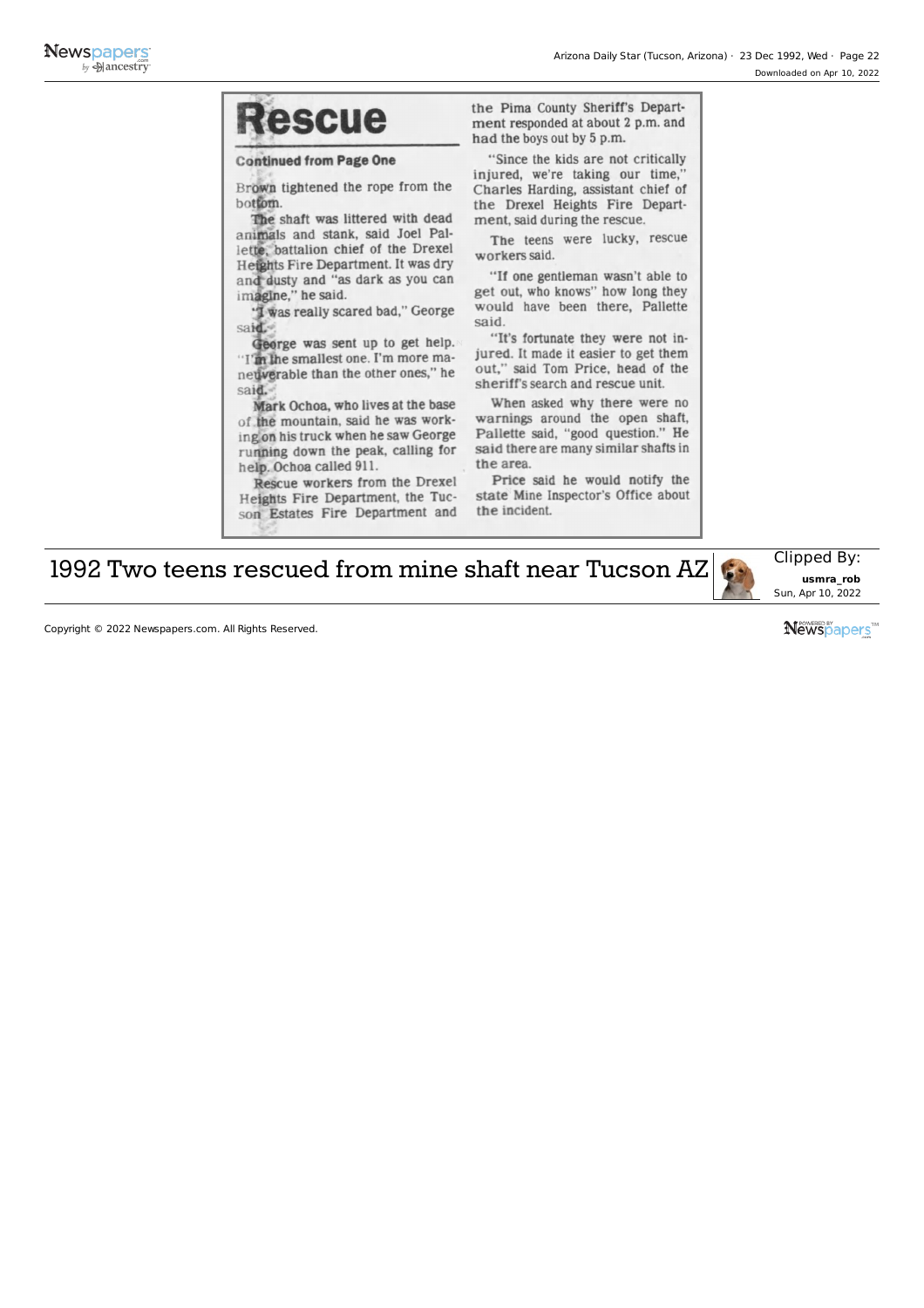# Rescue

**Continued from Page One**

Brown tightened the rope from the bottom.

The shaft was littered with dead animals and stank, said Joel Pallette, battalion chief of the Drexel Heights Fire Department. It was dry and dusty and "as dark as you can imagine," he said.

"I was really scared bad," George said.

George was sent up to get help. "I'm the smallest one. I'm more maneuverable than the other ones," he said.

Mark Ochoa, who lives at the base of the mountain, said he was working on his truck when he saw George running down the peak, calling for help. Ochoa called 911.

Rescue workers from the Drexel Heights Fire Department, the Tucson Estates Fire Department and the Pima County Sheriff's Department responded at about 2 p.m. and had the boys out by 5 p.m.

"Since the kids are not critically injured, we're taking our time," Charles Harding, assistant chief of the Drexel Heights Fire Department, said during the rescue.

The teens were lucky, rescue workers said.

"If one gentleman wasn't able to get out, who knows" how long they would have been there, Pallette said.

"It's fortunate they were not injured. It made it easier to get them out," said Tom Price, head of the sheriff's search and rescue unit.

When asked why there were no warnings around the open shaft, Pallette said, "good question." He said there are many similar shafts in the area.

Price said he would notify the state Mine Inspector's Office about the incident.

1992 Two teens rescued from mine shaft near Tucson AZ